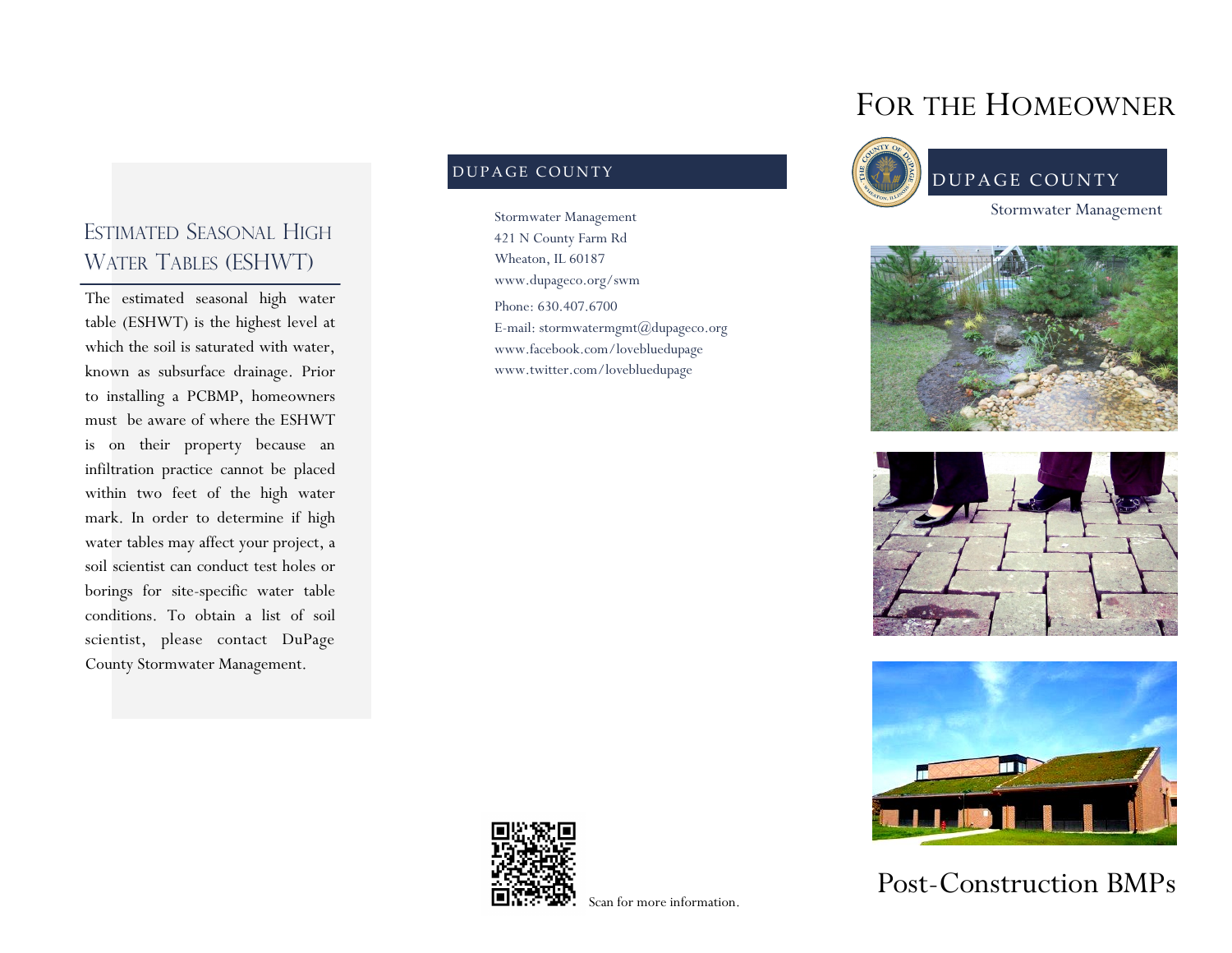## Estimated Seasonal High Water Tables (ESHWT)

The estimated seasonal high water table (ESHWT) is the highest level at which the soil is saturated with water, known as subsurface drainage. Prior to installing a PCBMP, homeowners must be aware of where the ESHWT is on their property because an infiltration practice cannot be placed within two feet of the high water mark. In order to determine if high water tables may affect your project, a soil scientist can conduct test holes or borings for site-specific water table conditions. To obtain a list of soil scientist, please contact DuPage County Stormwater Management.

## DuPage County

Stormwater Management
421 N County Farm Rd
Wheaton, IL 60187
www.dupageco.org/swm

Phone: 630.407.6700
E-mail: stormwatermgmt@dupageco.org
www.facebook.com/lovebluedupage
www.twitter.com/lovebluedupage

Scan for more information.

# For the Homeowner

## DuPage County

Stormwater Management

# Post-Construction BMPs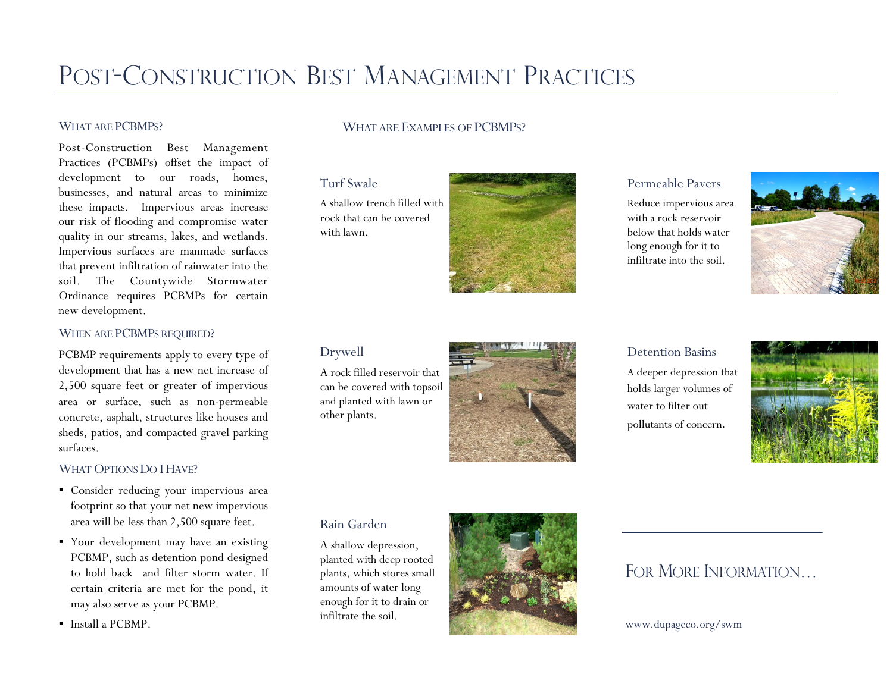# POST-CONSTRUCTION BEST MANAGEMENT PRACTICES

## WHAT ARE PCBMPS?

Post-Construction Best Management Practices (PCBMPs) offset the impact of development to our roads, homes, businesses, and natural areas to minimize these impacts. Impervious areas increase our risk of flooding and compromise water quality in our streams, lakes, and wetlands. Impervious surfaces are manmade surfaces that prevent infiltration of rainwater into the soil. The Countywide Stormwater Ordinance requires PCBMPs for certain new development.

## WHEN ARE PCBMPS REQUIRED?

PCBMP requirements apply to every type of development that has a new net increase of 2,500 square feet or greater of impervious area or surface, such as non-permeable concrete, asphalt, structures like houses and sheds, patios, and compacted gravel parking surfaces.

## WHAT OPTIONS DO I HAVE?

- Consider reducing your impervious area footprint so that your net new impervious area will be less than 2,500 square feet.
- Your development may have an existing PCBMP, such as detention pond designed to hold back and filter storm water. If certain criteria are met for the pond, it may also serve as your PCBMP.
- Install a PCBMP.

## WHAT ARE EXAMPLES OF PCBMPS?

### Turf Swale

A shallow trench filled with rock that can be covered with lawn.

### Permeable Pavers

Reduce impervious area with a rock reservoir below that holds water long enough for it to infiltrate into the soil.

### Drywell

A rock filled reservoir that can be covered with topsoil and planted with lawn or other plants.

### Detention Basins

A deeper depression that holds larger volumes of water to filter out pollutants of concern.

### Rain Garden

A shallow depression, planted with deep rooted plants, which stores small amounts of water long enough for it to drain or infiltrate the soil.

## FOR MORE INFORMATION…

www.dupageco.org/swm